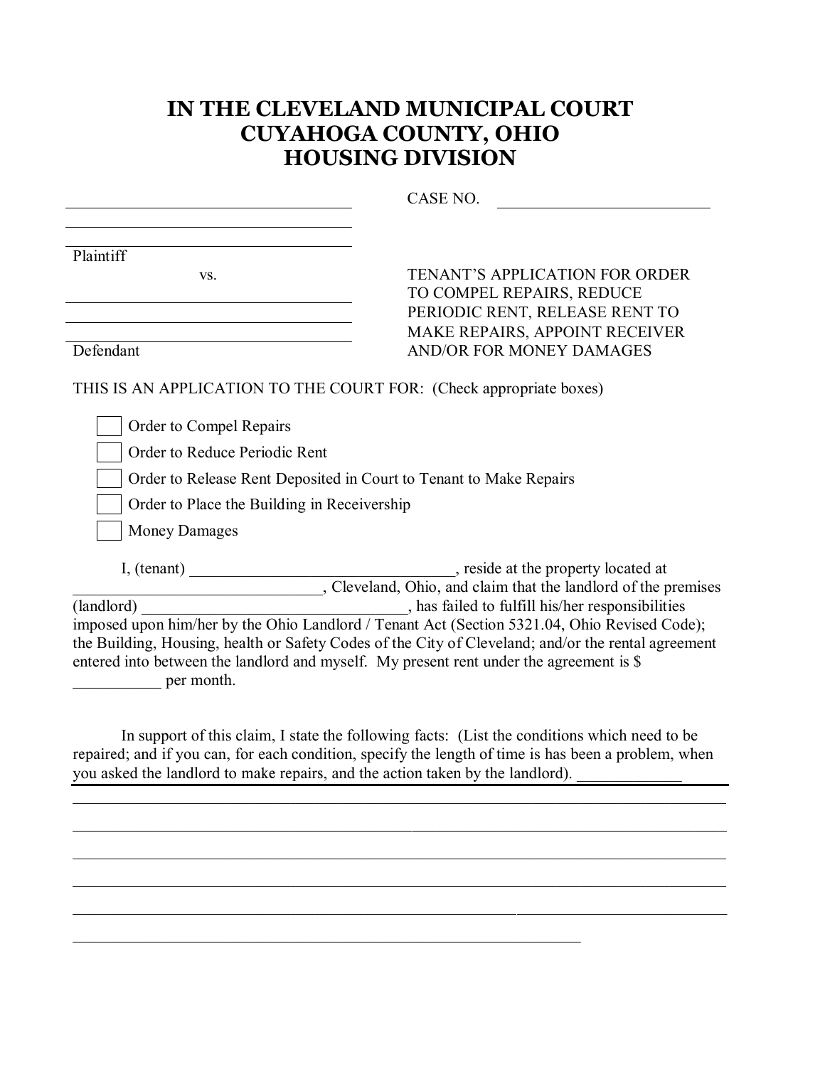# IN THE CLEVELAND MUNICIPAL COURT
# CUYAHOGA COUNTY, OHIO
# HOUSING DIVISION

______________________________________
______________________________________
______________________________________
Plaintiff

vs.

______________________________________
______________________________________
______________________________________
Defendant

CASE NO. ___________________________

TENANT'S APPLICATION FOR ORDER TO COMPEL REPAIRS, REDUCE PERIODIC RENT, RELEASE RENT TO MAKE REPAIRS, APPOINT RECEIVER AND/OR FOR MONEY DAMAGES

THIS IS AN APPLICATION TO THE COURT FOR: (Check appropriate boxes)

- ☐ Order to Compel Repairs
- ☐ Order to Reduce Periodic Rent
- ☐ Order to Release Rent Deposited in Court to Tenant to Make Repairs
- ☐ Order to Place the Building in Receivership
- ☐ Money Damages

I, (tenant) ________________________________, reside at the property located at ______________________________, Cleveland, Ohio, and claim that the landlord of the premises (landlord) ________________________________, has failed to fulfill his/her responsibilities imposed upon him/her by the Ohio Landlord / Tenant Act (Section 5321.04, Ohio Revised Code); the Building, Housing, health or Safety Codes of the City of Cleveland; and/or the rental agreement entered into between the landlord and myself. My present rent under the agreement is $ ___________ per month.

In support of this claim, I state the following facts: (List the conditions which need to be repaired; and if you can, for each condition, specify the length of time is has been a problem, when you asked the landlord to make repairs, and the action taken by the landlord). _____________

______________________________________________________________________________

______________________________________________________________________________

______________________________________________________________________________

______________________________________________________________________________

______________________________________________________________________________

______________________________________________________________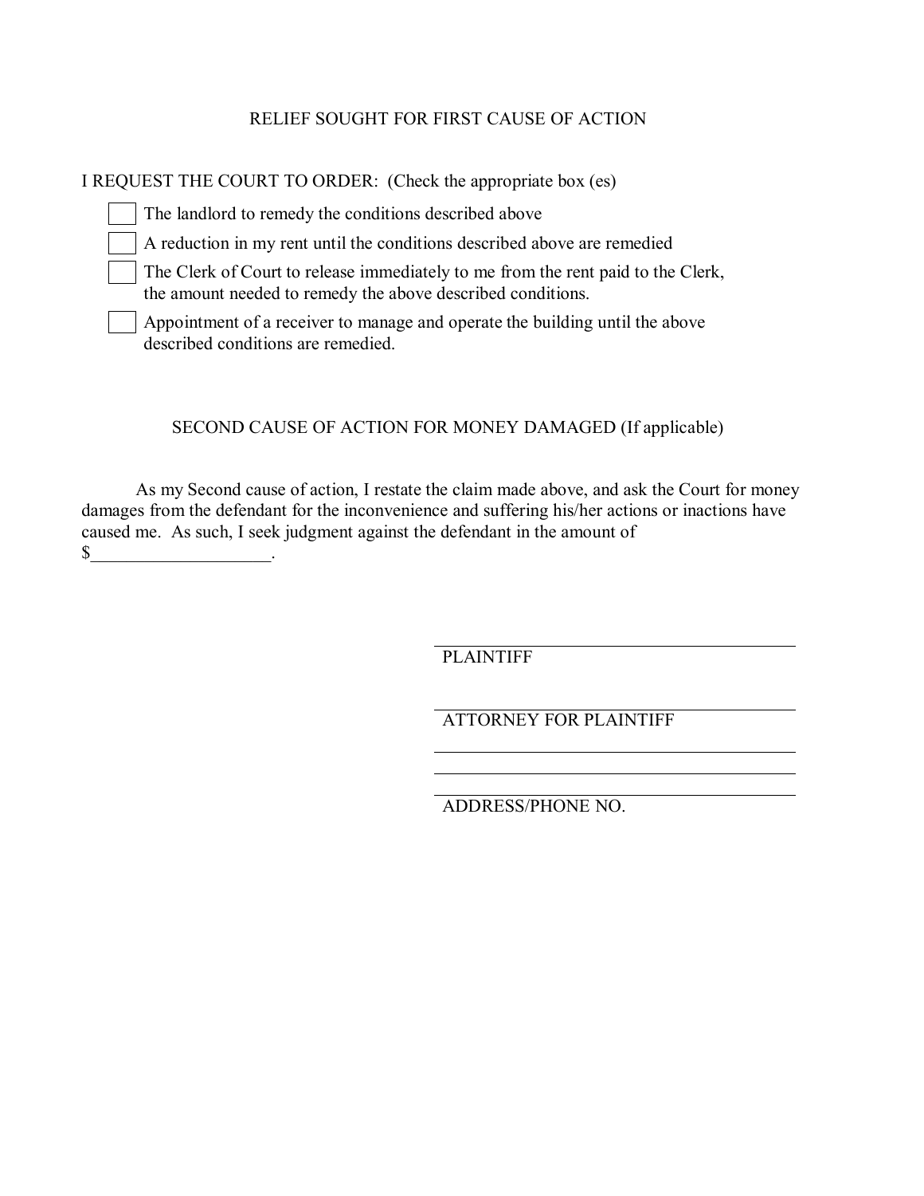## RELIEF SOUGHT FOR FIRST CAUSE OF ACTION

I REQUEST THE COURT TO ORDER: (Check the appropriate box (es)

- [ ] The landlord to remedy the conditions described above
- [ ] A reduction in my rent until the conditions described above are remedied
- [ ] The Clerk of Court to release immediately to me from the rent paid to the Clerk, the amount needed to remedy the above described conditions.
- [ ] Appointment of a receiver to manage and operate the building until the above described conditions are remedied.

## SECOND CAUSE OF ACTION FOR MONEY DAMAGED (If applicable)

As my Second cause of action, I restate the claim made above, and ask the Court for money damages from the defendant for the inconvenience and suffering his/her actions or inactions have caused me. As such, I seek judgment against the defendant in the amount of $____________________.

______________________________
PLAINTIFF

______________________________
ATTORNEY FOR PLAINTIFF

______________________________
______________________________
______________________________
ADDRESS/PHONE NO.